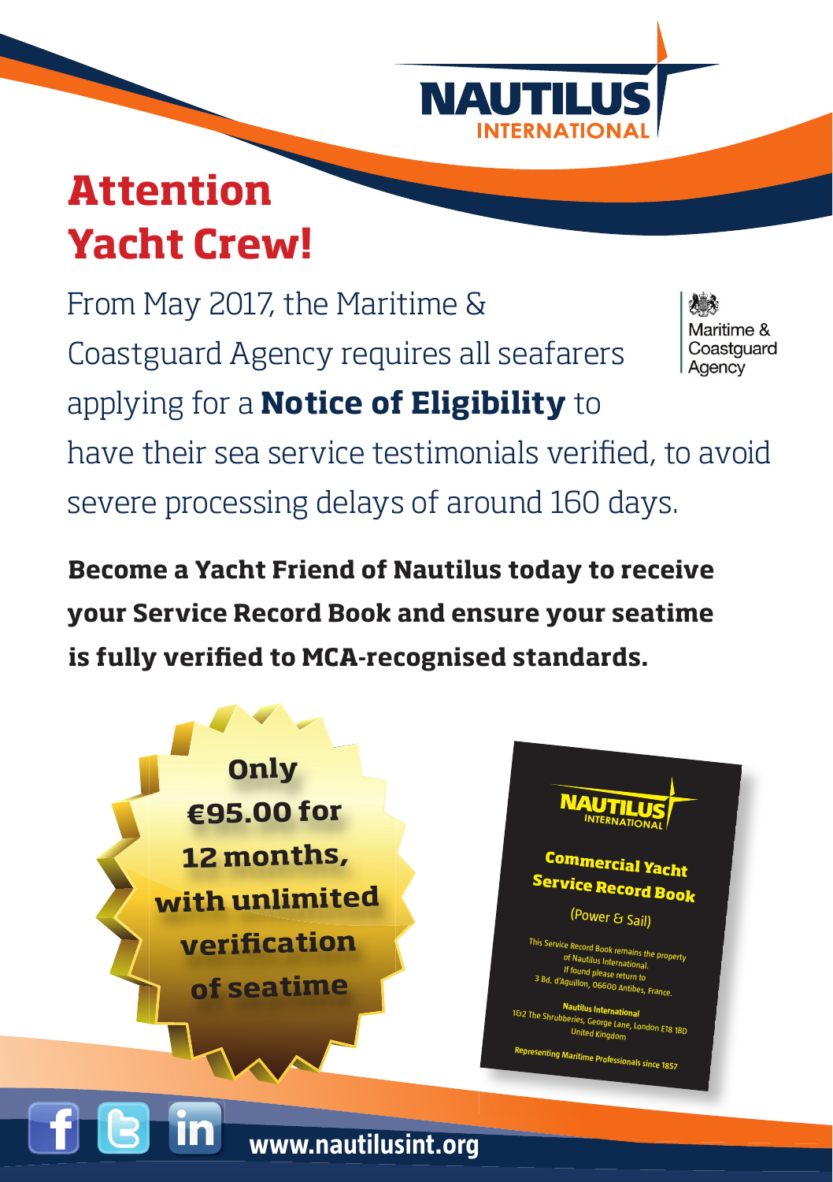NAUTILUS INTERNATIONAL

# Attention Yacht Crew!

Maritime & Coastguard Agency

From May 2017, the Maritime & Coastguard Agency requires all seafarers applying for a **Notice of Eligibility** to have their sea service testimonials verified, to avoid severe processing delays of around 160 days.

**Become a Yacht Friend of Nautilus today to receive your Service Record Book and ensure your seatime is fully verified to MCA-recognised standards.**

**Only €95.00 for 12 months, with unlimited verification of seatime**

NAUTILUS INTERNATIONAL

**Commercial Yacht Service Record Book**

(Power & Sail)

This Service Record Book remains the property of Nautilus International. If found please return to 3 Bd. d'Aguillon, 06600 Antibes, France.

**Nautilus International**
1&2 The Shrubberies, George Lane, London E18 1BD
United Kingdom

Representing Maritime Professionals since 1857

**www.nautilusint.org**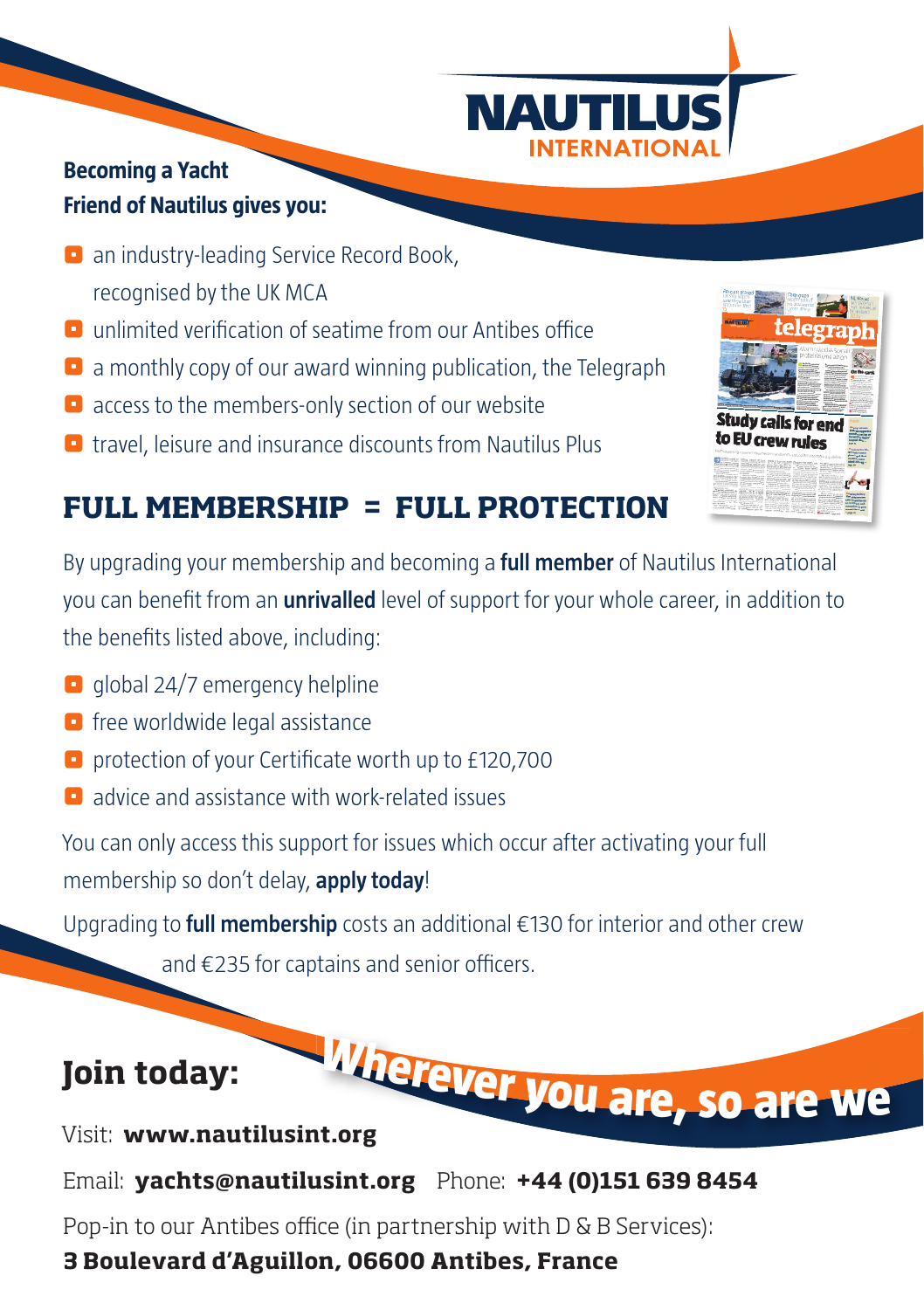NAUTILUS INTERNATIONAL

**Becoming a Yacht Friend of Nautilus gives you:**

- an industry-leading Service Record Book, recognised by the UK MCA
- unlimited verification of seatime from our Antibes office
- a monthly copy of our award winning publication, the Telegraph
- access to the members-only section of our website
- travel, leisure and insurance discounts from Nautilus Plus

## FULL MEMBERSHIP = FULL PROTECTION

By upgrading your membership and becoming a **full member** of Nautilus International you can benefit from an **unrivalled** level of support for your whole career, in addition to the benefits listed above, including:

- global 24/7 emergency helpline
- free worldwide legal assistance
- protection of your Certificate worth up to £120,700
- advice and assistance with work-related issues

You can only access this support for issues which occur after activating your full membership so don't delay, **apply today**!

Upgrading to **full membership** costs an additional €130 for interior and other crew and €235 for captains and senior officers.

## Join today:

*Wherever you are, so are we*

Visit: **www.nautilusint.org**

Email: **yachts@nautilusint.org** Phone: **+44 (0)151 639 8454**

Pop-in to our Antibes office (in partnership with D & B Services):
**3 Boulevard d'Aguillon, 06600 Antibes, France**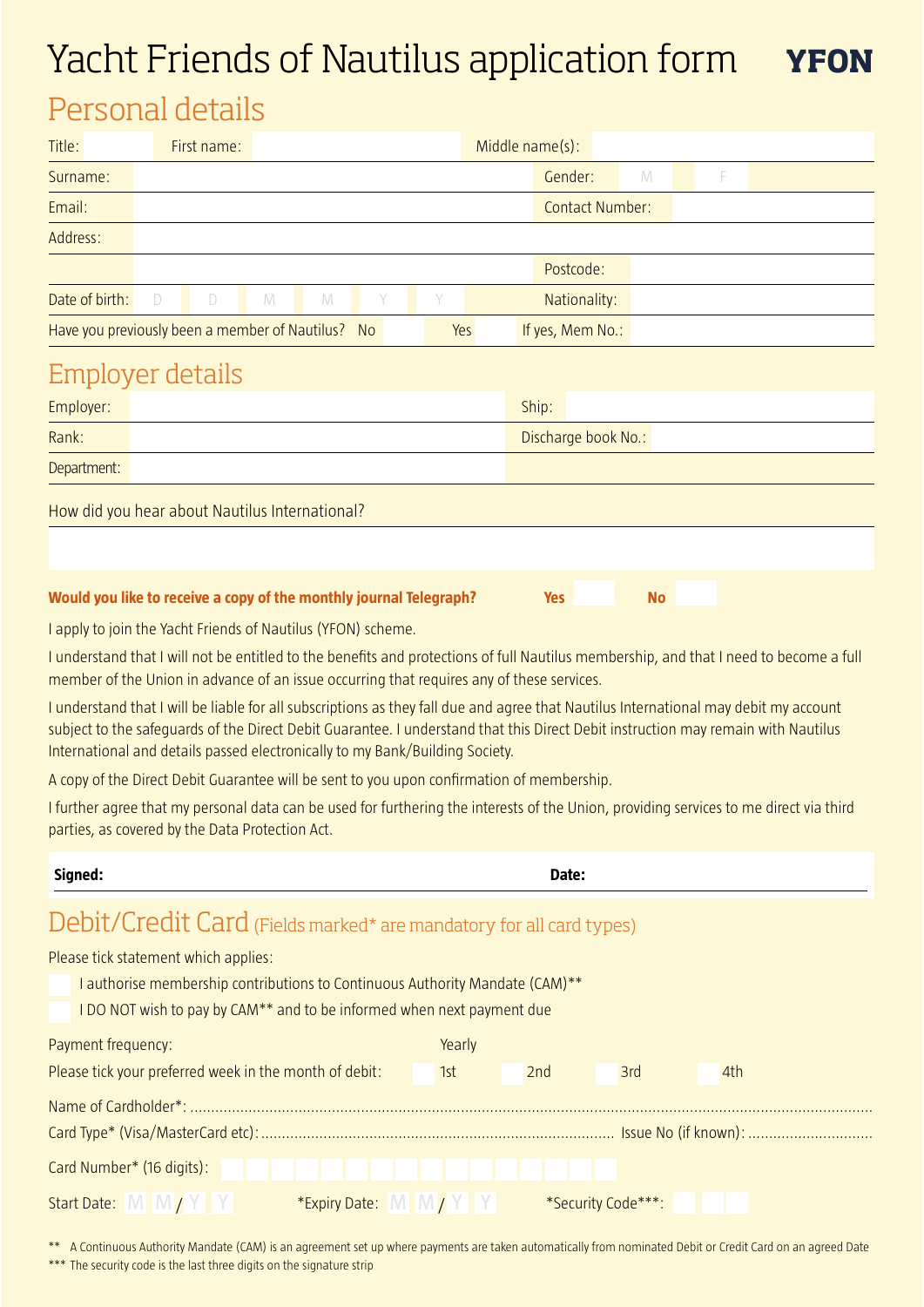# Yacht Friends of Nautilus application form

**YFON**

## Personal details

| | | | |
|---|---|---|---|
| Title: | First name: | Middle name(s): | |
| Surname: | | Gender: | M F |
| Email: | | Contact Number: | |
| Address: | | | |
| | | Postcode: | |
| Date of birth: | D D M M Y Y | Nationality: | |
| Have you previously been a member of Nautilus? | No Yes | If yes, Mem No.: | |

## Employer details

| | | | |
|---|---|---|---|
| Employer: | | Ship: | |
| Rank: | | Discharge book No.: | |
| Department: | | | |

How did you hear about Nautilus International?

**Would you like to receive a copy of the monthly journal Telegraph?** **Yes** **No**

I apply to join the Yacht Friends of Nautilus (YFON) scheme.

I understand that I will not be entitled to the benefits and protections of full Nautilus membership, and that I need to become a full member of the Union in advance of an issue occurring that requires any of these services.

I understand that I will be liable for all subscriptions as they fall due and agree that Nautilus International may debit my account subject to the safeguards of the Direct Debit Guarantee. I understand that this Direct Debit instruction may remain with Nautilus International and details passed electronically to my Bank/Building Society.

A copy of the Direct Debit Guarantee will be sent to you upon confirmation of membership.

I further agree that my personal data can be used for furthering the interests of the Union, providing services to me direct via third parties, as covered by the Data Protection Act.

**Signed:** **Date:**

## Debit/Credit Card (Fields marked* are mandatory for all card types)

Please tick statement which applies:

- I authorise membership contributions to Continuous Authority Mandate (CAM)**
- I DO NOT wish to pay by CAM** and to be informed when next payment due

Payment frequency: Yearly

Please tick your preferred week in the month of debit: 1st 2nd 3rd 4th

Name of Cardholder*: ...................................................................................................

Card Type* (Visa/MasterCard etc): .................................................................................. Issue No (if known): ..............................

Card Number* (16 digits):

Start Date: M M / Y Y *Expiry Date: M M / Y Y *Security Code***:

** A Continuous Authority Mandate (CAM) is an agreement set up where payments are taken automatically from nominated Debit or Credit Card on an agreed Date

*** The security code is the last three digits on the signature strip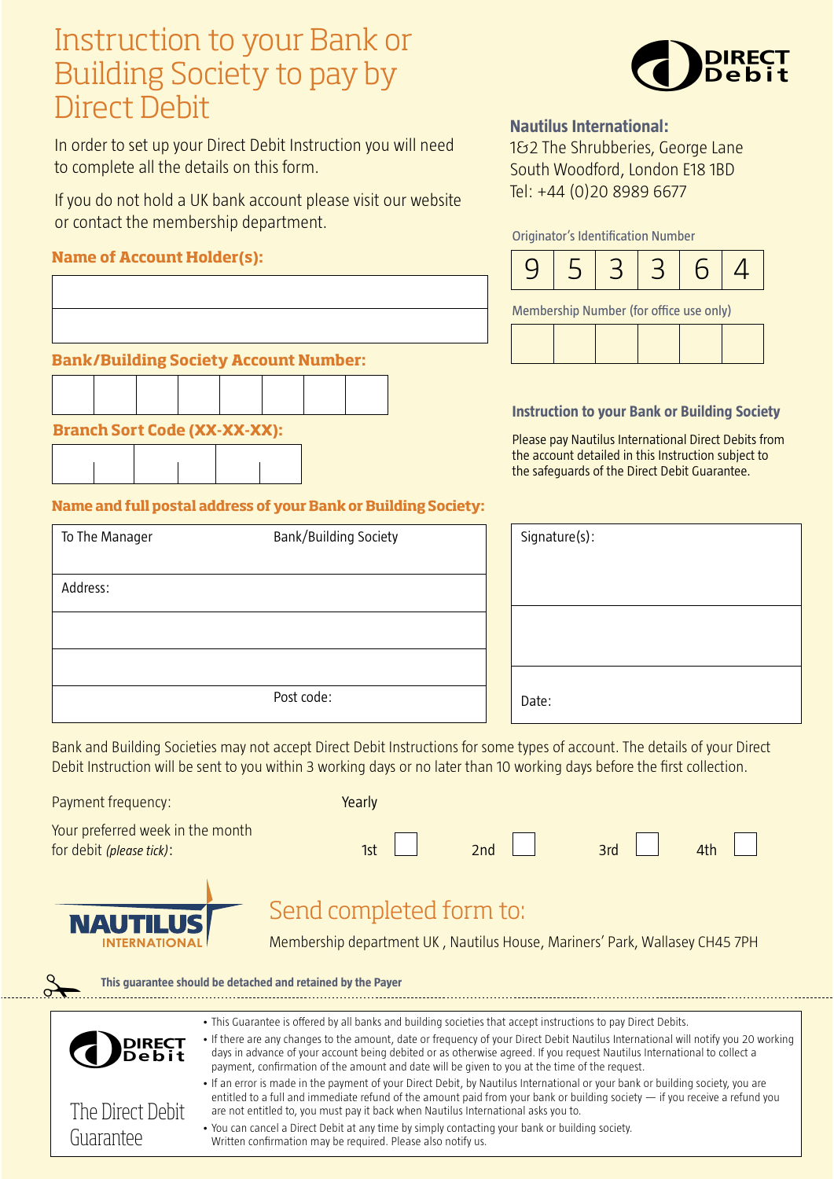# Instruction to your Bank or Building Society to pay by Direct Debit

In order to set up your Direct Debit Instruction you will need to complete all the details on this form.

If you do not hold a UK bank account please visit our website or contact the membership department.

DIRECT Debit

**Nautilus International:**
1&2 The Shrubberies, George Lane
South Woodford, London E18 1BD
Tel: +44 (0)20 8989 6677

Originator's Identification Number

| | | | | | |
|---|---|---|---|---|---|
| 9 | 5 | 3 | 3 | 6 | 4 |

Membership Number (for office use only)

| | | | | | |
|---|---|---|---|---|---|
| | | | | | |

**Name of Account Holder(s):**

| |
|---|
| |
| |

**Bank/Building Society Account Number:**

| | | | | | | | |
|---|---|---|---|---|---|---|---|
| | | | | | | | |

**Branch Sort Code (XX-XX-XX):**

| | | | | | |
|---|---|---|---|---|---|
| | | | | | |

**Instruction to your Bank or Building Society**

Please pay Nautilus International Direct Debits from the account detailed in this Instruction subject to the safeguards of the Direct Debit Guarantee.

**Name and full postal address of your Bank or Building Society:**

| | |
|---|---|
| To The Manager | Bank/Building Society |
| Address: | |
| | |
| | |
| | Post code: |

| |
|---|
| Signature(s): |
| |
| Date: |

Bank and Building Societies may not accept Direct Debit Instructions for some types of account. The details of your Direct Debit Instruction will be sent to you within 3 working days or no later than 10 working days before the first collection.

Payment frequency: Yearly

Your preferred week in the month for debit *(please tick)*: 1st ☐ 2nd ☐ 3rd ☐ 4th ☐

NAUTILUS INTERNATIONAL

## Send completed form to:

Membership department UK , Nautilus House, Mariners' Park, Wallasey CH45 7PH

**This guarantee should be detached and retained by the Payer**

DIRECT Debit

The Direct Debit Guarantee

- This Guarantee is offered by all banks and building societies that accept instructions to pay Direct Debits.
- If there are any changes to the amount, date or frequency of your Direct Debit Nautilus International will notify you 20 working days in advance of your account being debited or as otherwise agreed. If you request Nautilus International to collect a payment, confirmation of the amount and date will be given to you at the time of the request.
- If an error is made in the payment of your Direct Debit, by Nautilus International or your bank or building society, you are entitled to a full and immediate refund of the amount paid from your bank or building society — if you receive a refund you are not entitled to, you must pay it back when Nautilus International asks you to.
- You can cancel a Direct Debit at any time by simply contacting your bank or building society. Written confirmation may be required. Please also notify us.